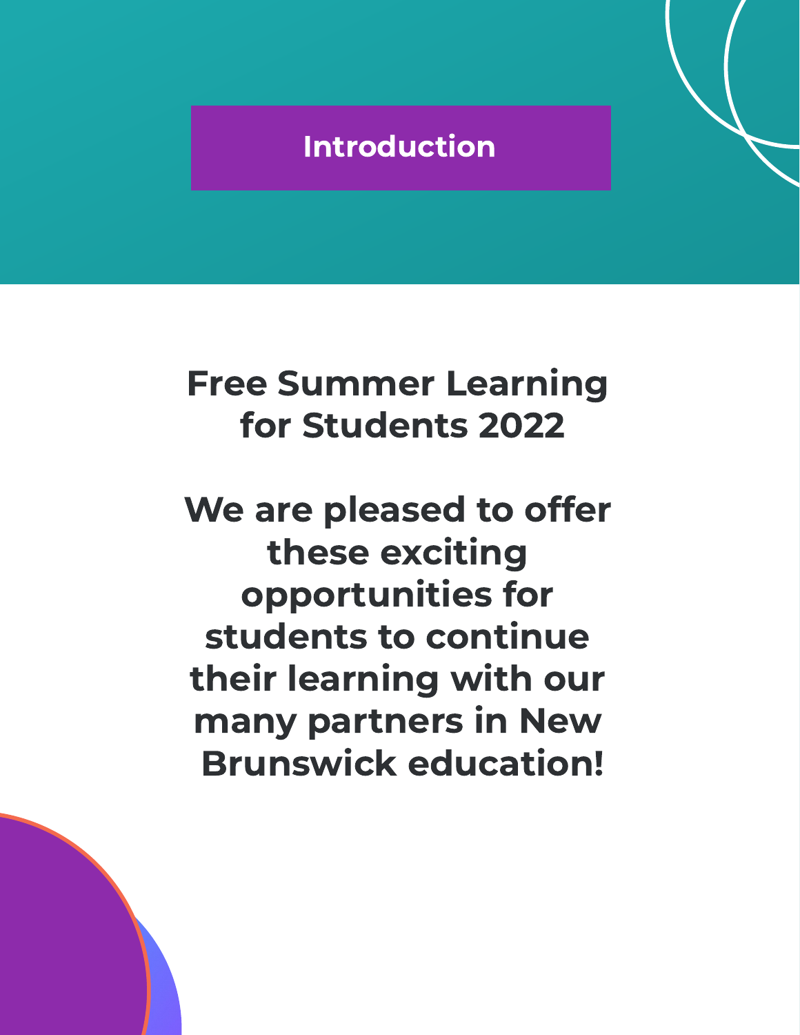# Introduction

## Free Summer Learning for Students 2022

**We are pleased to offer these exciting opportunities for students to continue their learning with our many partners in New Brunswick education!**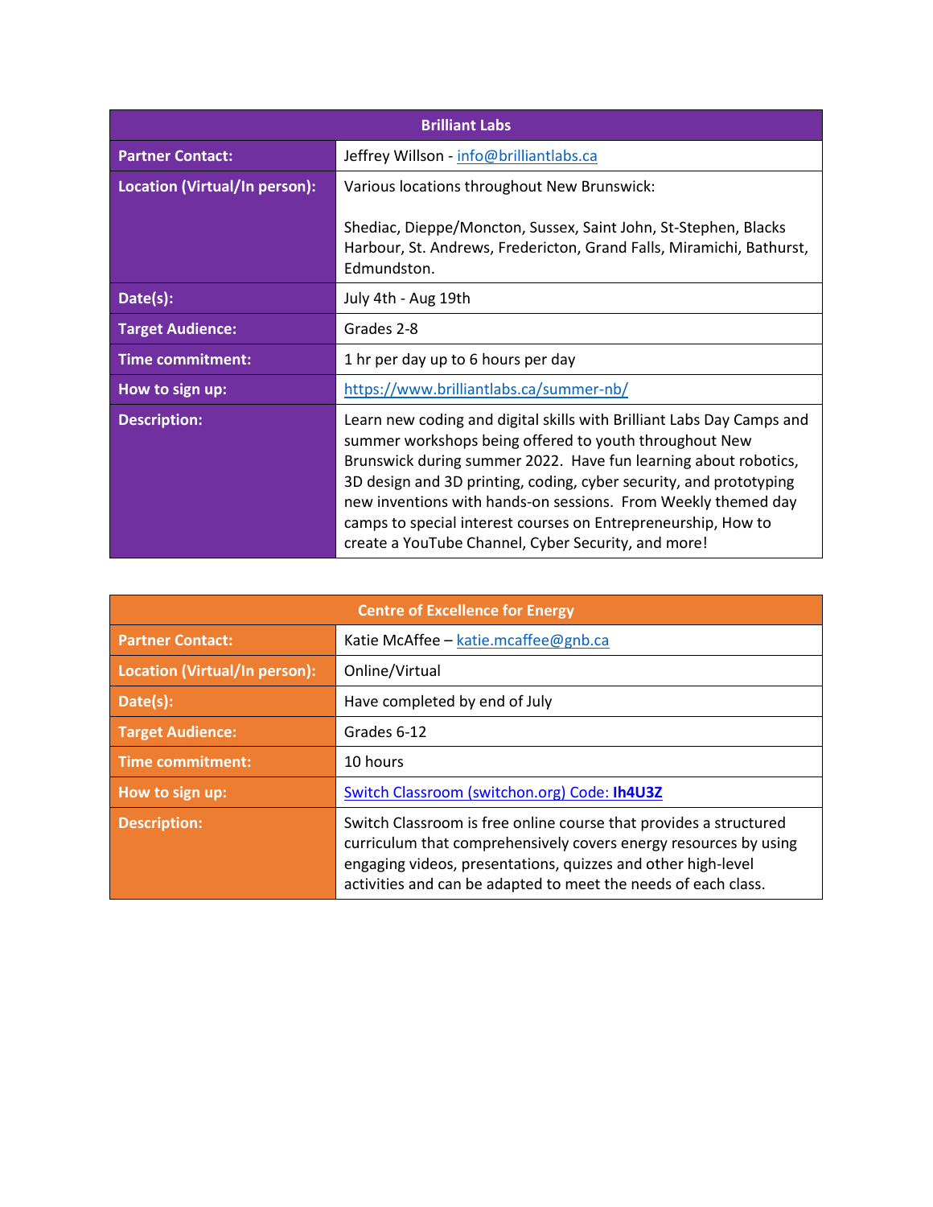| Brilliant Labs | |
|---|---|
| **Partner Contact:** | Jeffrey Willson - info@brilliantlabs.ca |
| **Location (Virtual/In person):** | Various locations throughout New Brunswick:<br><br>Shediac, Dieppe/Moncton, Sussex, Saint John, St-Stephen, Blacks Harbour, St. Andrews, Fredericton, Grand Falls, Miramichi, Bathurst, Edmundston. |
| **Date(s):** | July 4th - Aug 19th |
| **Target Audience:** | Grades 2-8 |
| **Time commitment:** | 1 hr per day up to 6 hours per day |
| **How to sign up:** | https://www.brilliantlabs.ca/summer-nb/ |
| **Description:** | Learn new coding and digital skills with Brilliant Labs Day Camps and summer workshops being offered to youth throughout New Brunswick during summer 2022. Have fun learning about robotics, 3D design and 3D printing, coding, cyber security, and prototyping new inventions with hands-on sessions. From Weekly themed day camps to special interest courses on Entrepreneurship, How to create a YouTube Channel, Cyber Security, and more! |

| Centre of Excellence for Energy | |
|---|---|
| **Partner Contact:** | Katie McAffee – katie.mcaffee@gnb.ca |
| **Location (Virtual/In person):** | Online/Virtual |
| **Date(s):** | Have completed by end of July |
| **Target Audience:** | Grades 6-12 |
| **Time commitment:** | 10 hours |
| **How to sign up:** | Switch Classroom (switchon.org) Code: **Ih4U3Z** |
| **Description:** | Switch Classroom is free online course that provides a structured curriculum that comprehensively covers energy resources by using engaging videos, presentations, quizzes and other high-level activities and can be adapted to meet the needs of each class. |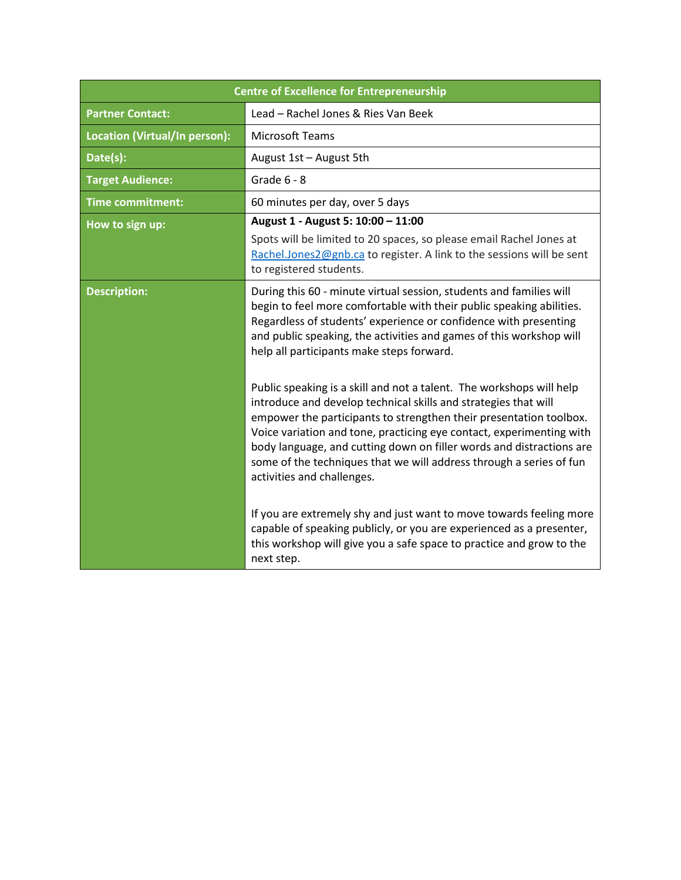| Centre of Excellence for Entrepreneurship | |
|---|---|
| **Partner Contact:** | Lead – Rachel Jones & Ries Van Beek |
| **Location (Virtual/In person):** | Microsoft Teams |
| **Date(s):** | August 1st – August 5th |
| **Target Audience:** | Grade 6 - 8 |
| **Time commitment:** | 60 minutes per day, over 5 days |
| **How to sign up:** | **August 1 - August 5: 10:00 – 11:00**<br>Spots will be limited to 20 spaces, so please email Rachel Jones at Rachel.Jones2@gnb.ca to register. A link to the sessions will be sent to registered students. |
| **Description:** | During this 60 - minute virtual session, students and families will begin to feel more comfortable with their public speaking abilities. Regardless of students' experience or confidence with presenting and public speaking, the activities and games of this workshop will help all participants make steps forward.<br><br>Public speaking is a skill and not a talent. The workshops will help introduce and develop technical skills and strategies that will empower the participants to strengthen their presentation toolbox. Voice variation and tone, practicing eye contact, experimenting with body language, and cutting down on filler words and distractions are some of the techniques that we will address through a series of fun activities and challenges.<br><br>If you are extremely shy and just want to move towards feeling more capable of speaking publicly, or you are experienced as a presenter, this workshop will give you a safe space to practice and grow to the next step. |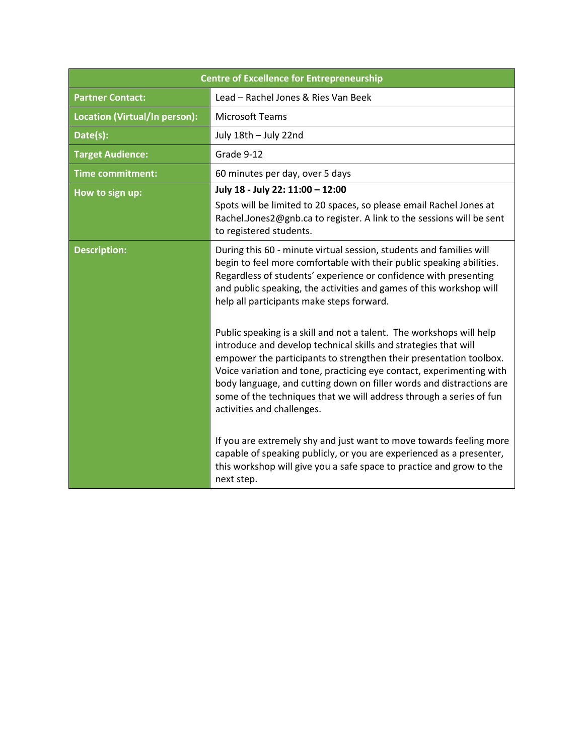| Centre of Excellence for Entrepreneurship | |
|---|---|
| **Partner Contact:** | Lead – Rachel Jones & Ries Van Beek |
| **Location (Virtual/In person):** | Microsoft Teams |
| **Date(s):** | July 18th – July 22nd |
| **Target Audience:** | Grade 9-12 |
| **Time commitment:** | 60 minutes per day, over 5 days |
| **How to sign up:** | **July 18 - July 22: 11:00 – 12:00**<br>Spots will be limited to 20 spaces, so please email Rachel Jones at Rachel.Jones2@gnb.ca to register. A link to the sessions will be sent to registered students. |
| **Description:** | During this 60 - minute virtual session, students and families will begin to feel more comfortable with their public speaking abilities. Regardless of students' experience or confidence with presenting and public speaking, the activities and games of this workshop will help all participants make steps forward.<br><br>Public speaking is a skill and not a talent. The workshops will help introduce and develop technical skills and strategies that will empower the participants to strengthen their presentation toolbox. Voice variation and tone, practicing eye contact, experimenting with body language, and cutting down on filler words and distractions are some of the techniques that we will address through a series of fun activities and challenges.<br><br>If you are extremely shy and just want to move towards feeling more capable of speaking publicly, or you are experienced as a presenter, this workshop will give you a safe space to practice and grow to the next step. |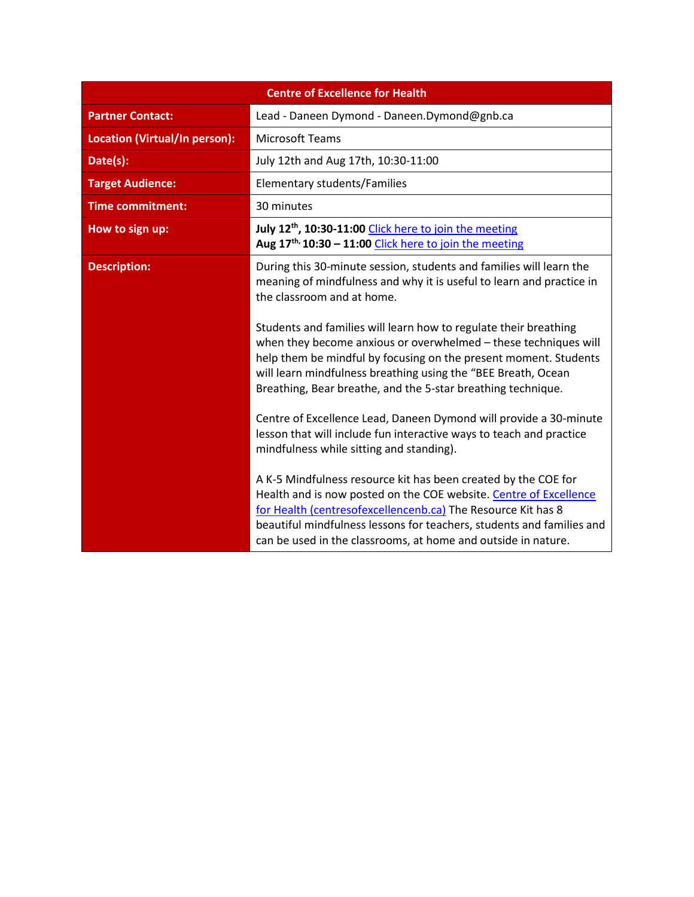| Centre of Excellence for Health | |
|---|---|
| **Partner Contact:** | Lead - Daneen Dymond - Daneen.Dymond@gnb.ca |
| **Location (Virtual/In person):** | Microsoft Teams |
| **Date(s):** | July 12th and Aug 17th, 10:30-11:00 |
| **Target Audience:** | Elementary students/Families |
| **Time commitment:** | 30 minutes |
| **How to sign up:** | **July 12th, 10:30-11:00** Click here to join the meeting<br>**Aug 17th, 10:30 – 11:00** Click here to join the meeting |
| **Description:** | During this 30-minute session, students and families will learn the meaning of mindfulness and why it is useful to learn and practice in the classroom and at home.<br><br>Students and families will learn how to regulate their breathing when they become anxious or overwhelmed – these techniques will help them be mindful by focusing on the present moment. Students will learn mindfulness breathing using the "BEE Breath, Ocean Breathing, Bear breathe, and the 5-star breathing technique.<br><br>Centre of Excellence Lead, Daneen Dymond will provide a 30-minute lesson that will include fun interactive ways to teach and practice mindfulness while sitting and standing).<br><br>A K-5 Mindfulness resource kit has been created by the COE for Health and is now posted on the COE website. Centre of Excellence for Health (centresofexcellencenb.ca) The Resource Kit has 8 beautiful mindfulness lessons for teachers, students and families and can be used in the classrooms, at home and outside in nature. |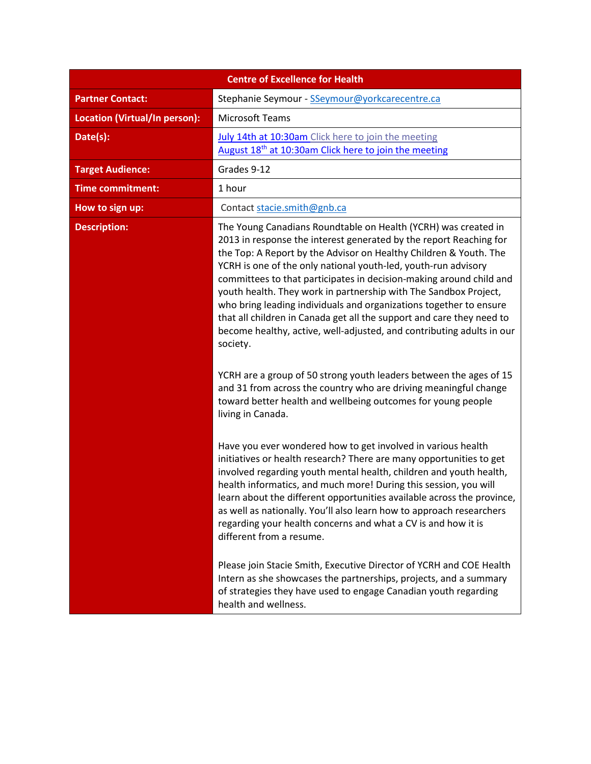| Centre of Excellence for Health | |
|---|---|
| **Partner Contact:** | Stephanie Seymour - SSeymour@yorkcarecentre.ca |
| **Location (Virtual/In person):** | Microsoft Teams |
| **Date(s):** | July 14th at 10:30am Click here to join the meeting<br>August 18th at 10:30am Click here to join the meeting |
| **Target Audience:** | Grades 9-12 |
| **Time commitment:** | 1 hour |
| **How to sign up:** | Contact stacie.smith@gnb.ca |
| **Description:** | The Young Canadians Roundtable on Health (YCRH) was created in 2013 in response the interest generated by the report Reaching for the Top: A Report by the Advisor on Healthy Children & Youth. The YCRH is one of the only national youth-led, youth-run advisory committees to that participates in decision-making around child and youth health. They work in partnership with The Sandbox Project, who bring leading individuals and organizations together to ensure that all children in Canada get all the support and care they need to become healthy, active, well-adjusted, and contributing adults in our society.<br><br>YCRH are a group of 50 strong youth leaders between the ages of 15 and 31 from across the country who are driving meaningful change toward better health and wellbeing outcomes for young people living in Canada.<br><br>Have you ever wondered how to get involved in various health initiatives or health research? There are many opportunities to get involved regarding youth mental health, children and youth health, health informatics, and much more! During this session, you will learn about the different opportunities available across the province, as well as nationally. You'll also learn how to approach researchers regarding your health concerns and what a CV is and how it is different from a resume.<br><br>Please join Stacie Smith, Executive Director of YCRH and COE Health Intern as she showcases the partnerships, projects, and a summary of strategies they have used to engage Canadian youth regarding health and wellness. |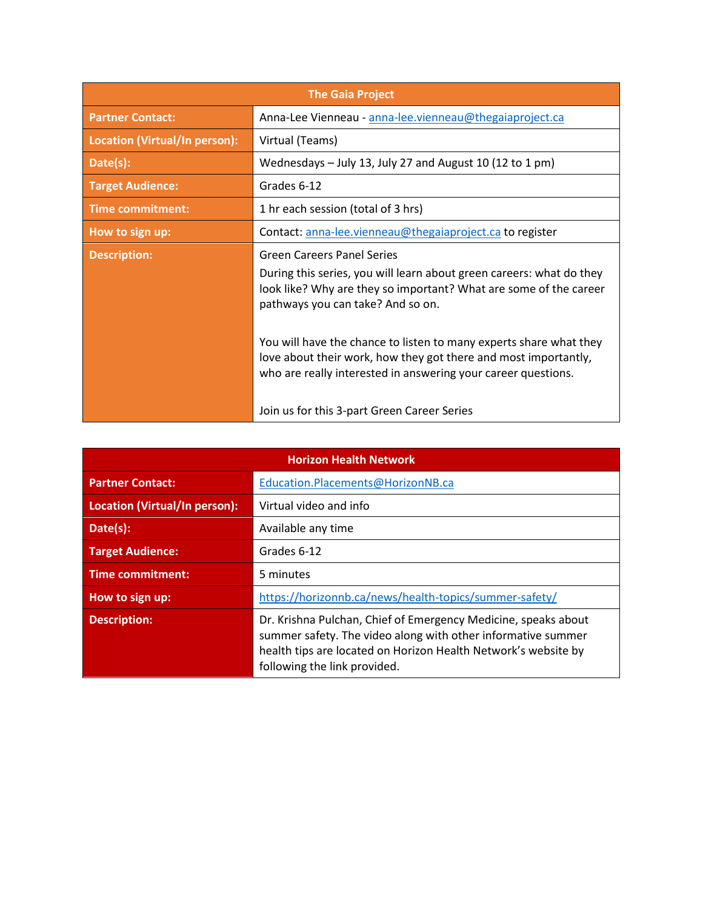| The Gaia Project | |
|---|---|
| **Partner Contact:** | Anna-Lee Vienneau - anna-lee.vienneau@thegaiaproject.ca |
| **Location (Virtual/In person):** | Virtual (Teams) |
| **Date(s):** | Wednesdays – July 13, July 27 and August 10 (12 to 1 pm) |
| **Target Audience:** | Grades 6-12 |
| **Time commitment:** | 1 hr each session (total of 3 hrs) |
| **How to sign up:** | Contact: anna-lee.vienneau@thegaiaproject.ca to register |
| **Description:** | Green Careers Panel Series<br>During this series, you will learn about green careers: what do they look like? Why are they so important? What are some of the career pathways you can take? And so on.<br><br>You will have the chance to listen to many experts share what they love about their work, how they got there and most importantly, who are really interested in answering your career questions.<br><br>Join us for this 3-part Green Career Series |

| Horizon Health Network | |
|---|---|
| **Partner Contact:** | Education.Placements@HorizonNB.ca |
| **Location (Virtual/In person):** | Virtual video and info |
| **Date(s):** | Available any time |
| **Target Audience:** | Grades 6-12 |
| **Time commitment:** | 5 minutes |
| **How to sign up:** | https://horizonnb.ca/news/health-topics/summer-safety/ |
| **Description:** | Dr. Krishna Pulchan, Chief of Emergency Medicine, speaks about summer safety. The video along with other informative summer health tips are located on Horizon Health Network's website by following the link provided. |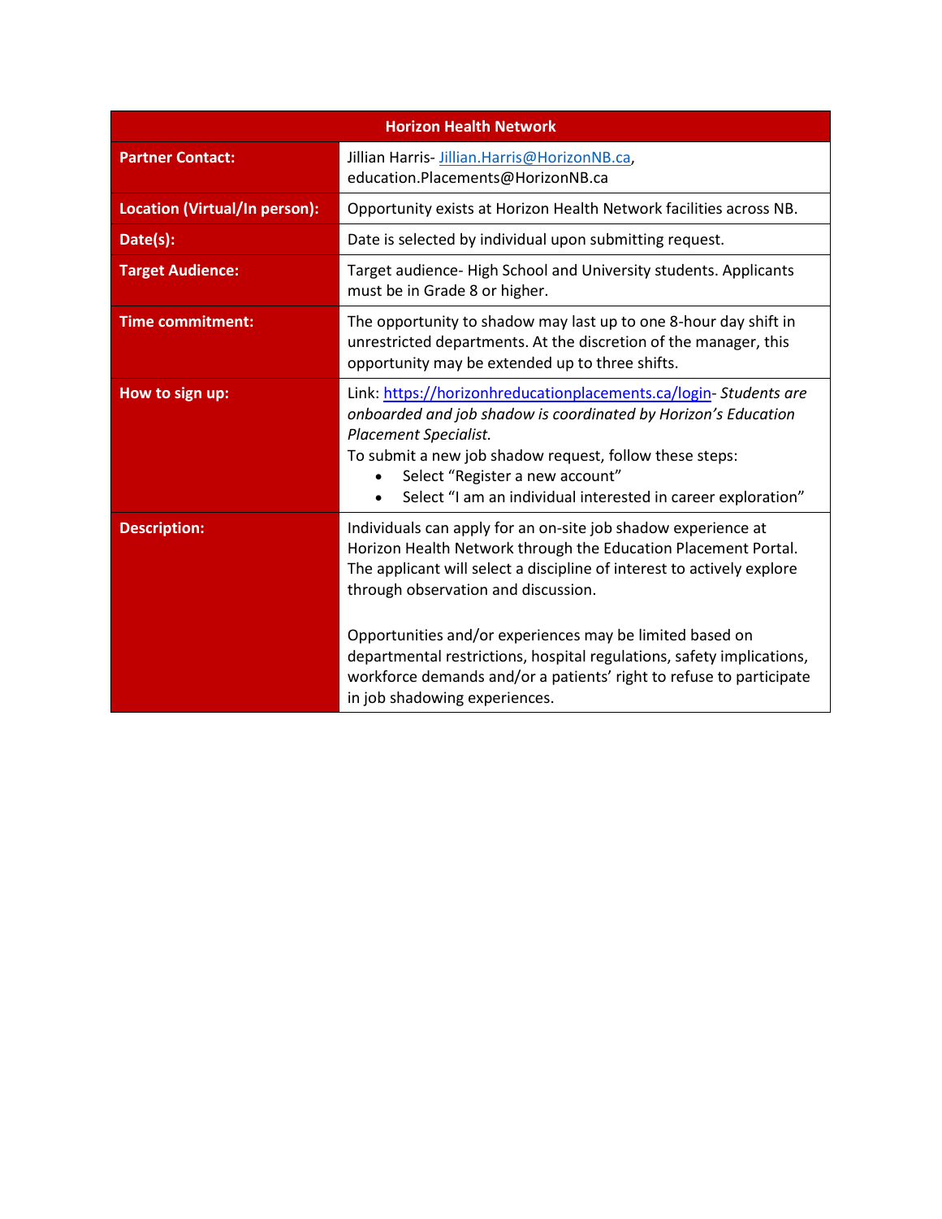| Horizon Health Network | |
|---|---|
| **Partner Contact:** | Jillian Harris- Jillian.Harris@HorizonNB.ca, education.Placements@HorizonNB.ca |
| **Location (Virtual/In person):** | Opportunity exists at Horizon Health Network facilities across NB. |
| **Date(s):** | Date is selected by individual upon submitting request. |
| **Target Audience:** | Target audience- High School and University students. Applicants must be in Grade 8 or higher. |
| **Time commitment:** | The opportunity to shadow may last up to one 8-hour day shift in unrestricted departments. At the discretion of the manager, this opportunity may be extended up to three shifts. |
| **How to sign up:** | Link: https://horizonhreducationplacements.ca/login- *Students are onboarded and job shadow is coordinated by Horizon's Education Placement Specialist.*<br>To submit a new job shadow request, follow these steps:<br>• Select "Register a new account"<br>• Select "I am an individual interested in career exploration" |
| **Description:** | Individuals can apply for an on-site job shadow experience at Horizon Health Network through the Education Placement Portal. The applicant will select a discipline of interest to actively explore through observation and discussion.<br><br>Opportunities and/or experiences may be limited based on departmental restrictions, hospital regulations, safety implications, workforce demands and/or a patients' right to refuse to participate in job shadowing experiences. |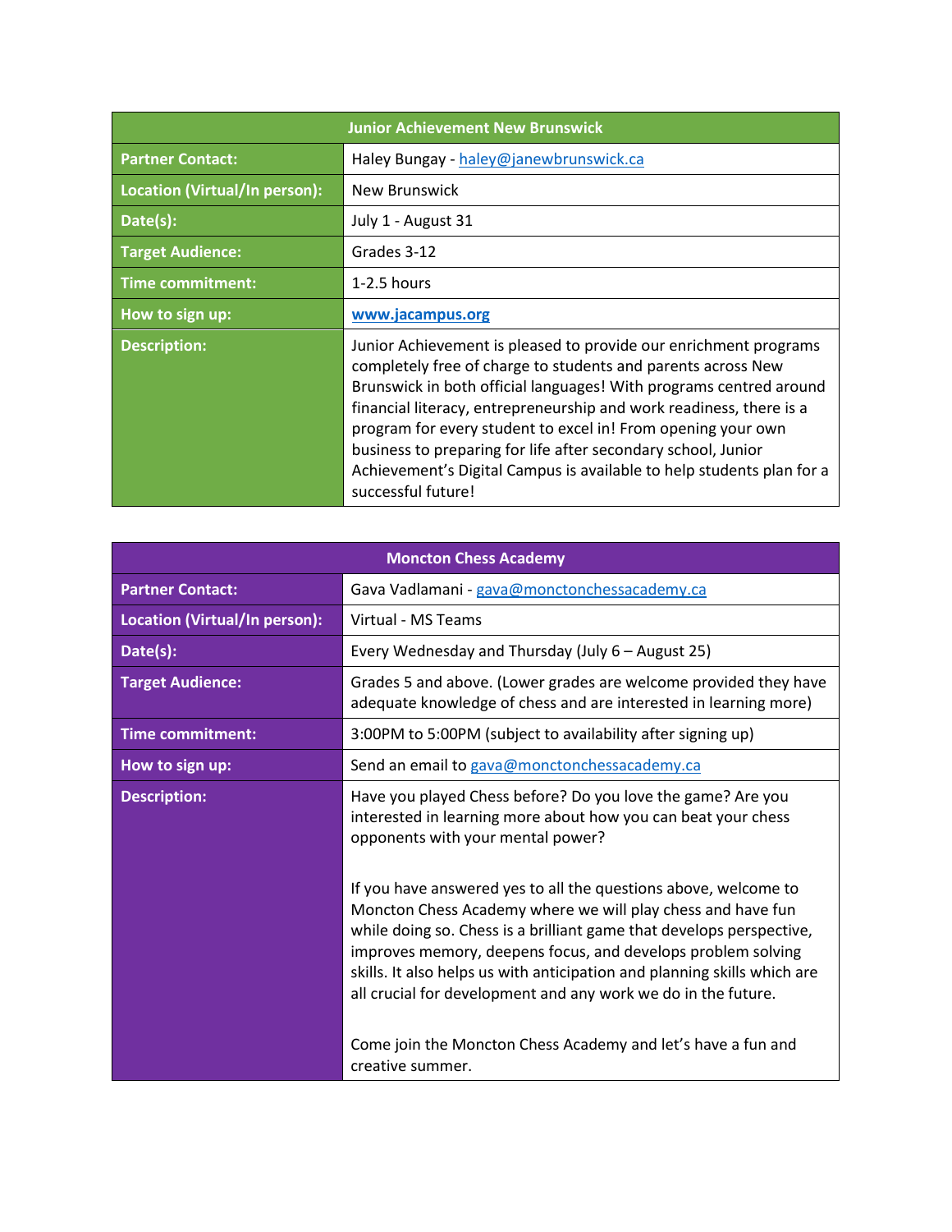| Junior Achievement New Brunswick | |
|---|---|
| **Partner Contact:** | Haley Bungay - haley@janewbrunswick.ca |
| **Location (Virtual/In person):** | New Brunswick |
| **Date(s):** | July 1 - August 31 |
| **Target Audience:** | Grades 3-12 |
| **Time commitment:** | 1-2.5 hours |
| **How to sign up:** | **www.jacampus.org** |
| **Description:** | Junior Achievement is pleased to provide our enrichment programs completely free of charge to students and parents across New Brunswick in both official languages! With programs centred around financial literacy, entrepreneurship and work readiness, there is a program for every student to excel in! From opening your own business to preparing for life after secondary school, Junior Achievement's Digital Campus is available to help students plan for a successful future! |

| Moncton Chess Academy | |
|---|---|
| **Partner Contact:** | Gava Vadlamani - gava@monctonchessacademy.ca |
| **Location (Virtual/In person):** | Virtual - MS Teams |
| **Date(s):** | Every Wednesday and Thursday (July 6 – August 25) |
| **Target Audience:** | Grades 5 and above. (Lower grades are welcome provided they have adequate knowledge of chess and are interested in learning more) |
| **Time commitment:** | 3:00PM to 5:00PM (subject to availability after signing up) |
| **How to sign up:** | Send an email to gava@monctonchessacademy.ca |
| **Description:** | Have you played Chess before? Do you love the game? Are you interested in learning more about how you can beat your chess opponents with your mental power?<br><br>If you have answered yes to all the questions above, welcome to Moncton Chess Academy where we will play chess and have fun while doing so. Chess is a brilliant game that develops perspective, improves memory, deepens focus, and develops problem solving skills. It also helps us with anticipation and planning skills which are all crucial for development and any work we do in the future.<br><br>Come join the Moncton Chess Academy and let's have a fun and creative summer. |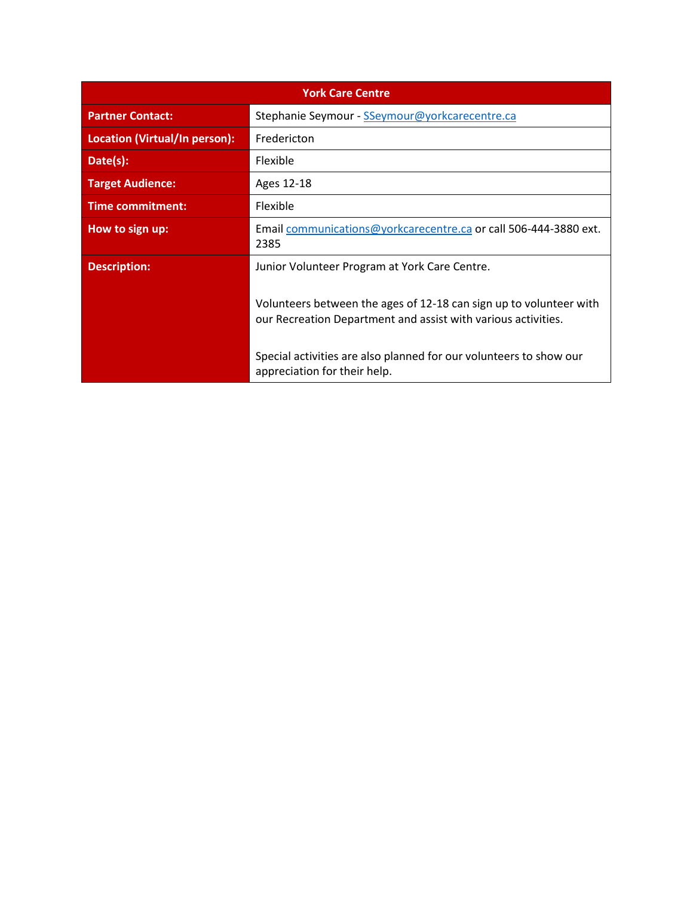| York Care Centre | |
|---|---|
| **Partner Contact:** | Stephanie Seymour - SSeymour@yorkcarecentre.ca |
| **Location (Virtual/In person):** | Fredericton |
| **Date(s):** | Flexible |
| **Target Audience:** | Ages 12-18 |
| **Time commitment:** | Flexible |
| **How to sign up:** | Email communications@yorkcarecentre.ca or call 506-444-3880 ext. 2385 |
| **Description:** | Junior Volunteer Program at York Care Centre.<br><br>Volunteers between the ages of 12-18 can sign up to volunteer with our Recreation Department and assist with various activities.<br><br>Special activities are also planned for our volunteers to show our appreciation for their help. |